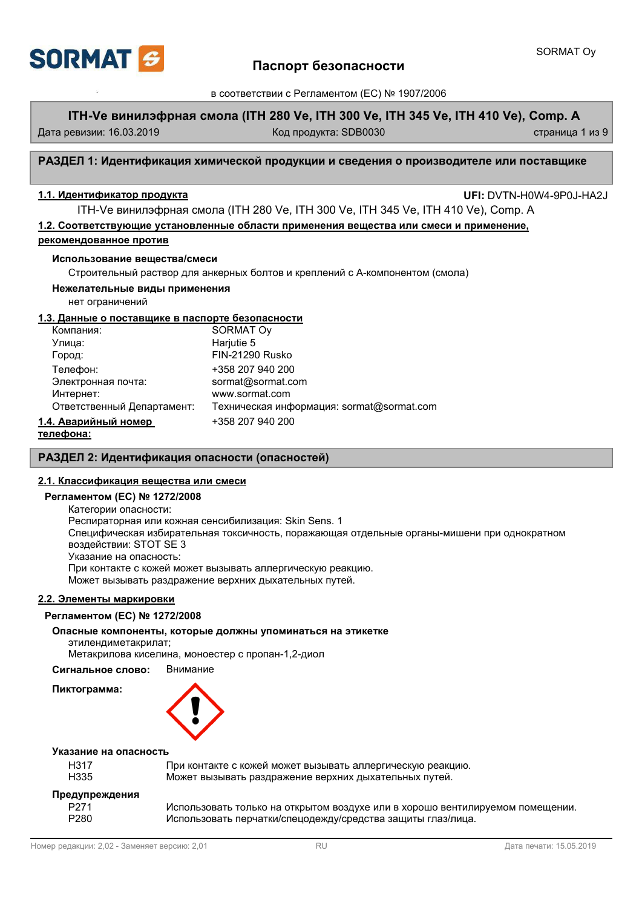SORMAT Oy

# Паспорт безопасности

в соответствии с Регламентом (ЕС) № 1907/2006

**ITH-Ve винилэфрная смола (ITH 280 Ve, ITH 300 Ve, ITH 345 Ve, ITH 410 Ve), Comp. A**

Дата ревизии: 16.03.2019 | Код продукта: SDB0030

## РАЗДЕЛ 1: Идентификация химической продукции и сведения о производителе или поставщике

**1.1. Идентификатор продукта** — **UFI:** DVTN-H0W4-9P0J-HA2J

ITH-Ve винилэфрная смола (ITH 280 Ve, ITH 300 Ve, ITH 345 Ve, ITH 410 Ve), Comp. A

**1.2. Соответствующие установленные области применения вещества или смеси и применение, рекомендованное против**

**Использование вещества/смеси**

Строительный раствор для анкерных болтов и креплений с А-компонентом (смола)

**Нежелательные виды применения**

нет ограничений

**1.3. Данные о поставщике в паспорте безопасности**

| | |
|---|---|
| Компания: | SORMAT Oy |
| Улица: | Harjutie 5 |
| Город: | FIN-21290 Rusko |
| Телефон: | +358 207 940 200 |
| Электронная почта: | sormat@sormat.com |
| Интернет: | www.sormat.com |
| Ответственный Департамент: | Техническая информация: sormat@sormat.com |

**1.4. Аварийный номер телефона:** +358 207 940 200

## РАЗДЕЛ 2: Идентификация опасности (опасностей)

**2.1. Классификация вещества или смеси**

**Регламентом (ЕС) № 1272/2008**

Категории опасности:
Респираторная или кожная сенсибилизация: Skin Sens. 1
Специфическая избирательная токсичность, поражающая отдельные органы-мишени при однократном воздействии: STOT SE 3
Указание на опасность:
При контакте с кожей может вызывать аллергическую реакцию.
Может вызывать раздражение верхних дыхательных путей.

**2.2. Элементы маркировки**

**Регламентом (ЕС) № 1272/2008**

**Опасные компоненты, которые должны упоминаться на этикетке**

этилендиметакрилат;
Метакрилова киселина, моноестер с пропан-1,2-диол

**Сигнальное слово:** Внимание

**Пиктограмма:**

**Указание на опасность**

| | |
|---|---|
| H317 | При контакте с кожей может вызывать аллергическую реакцию. |
| H335 | Может вызывать раздражение верхних дыхательных путей. |

**Предупреждения**

| | |
|---|---|
| P271 | Использовать только на открытом воздухе или в хорошо вентилируемом помещении. |
| P280 | Использовать перчатки/спецодежду/средства защиты глаз/лица. |

Номер редакции: 2,02 - Заменяет версию: 2,01 | RU | Дата печати: 15.05.2019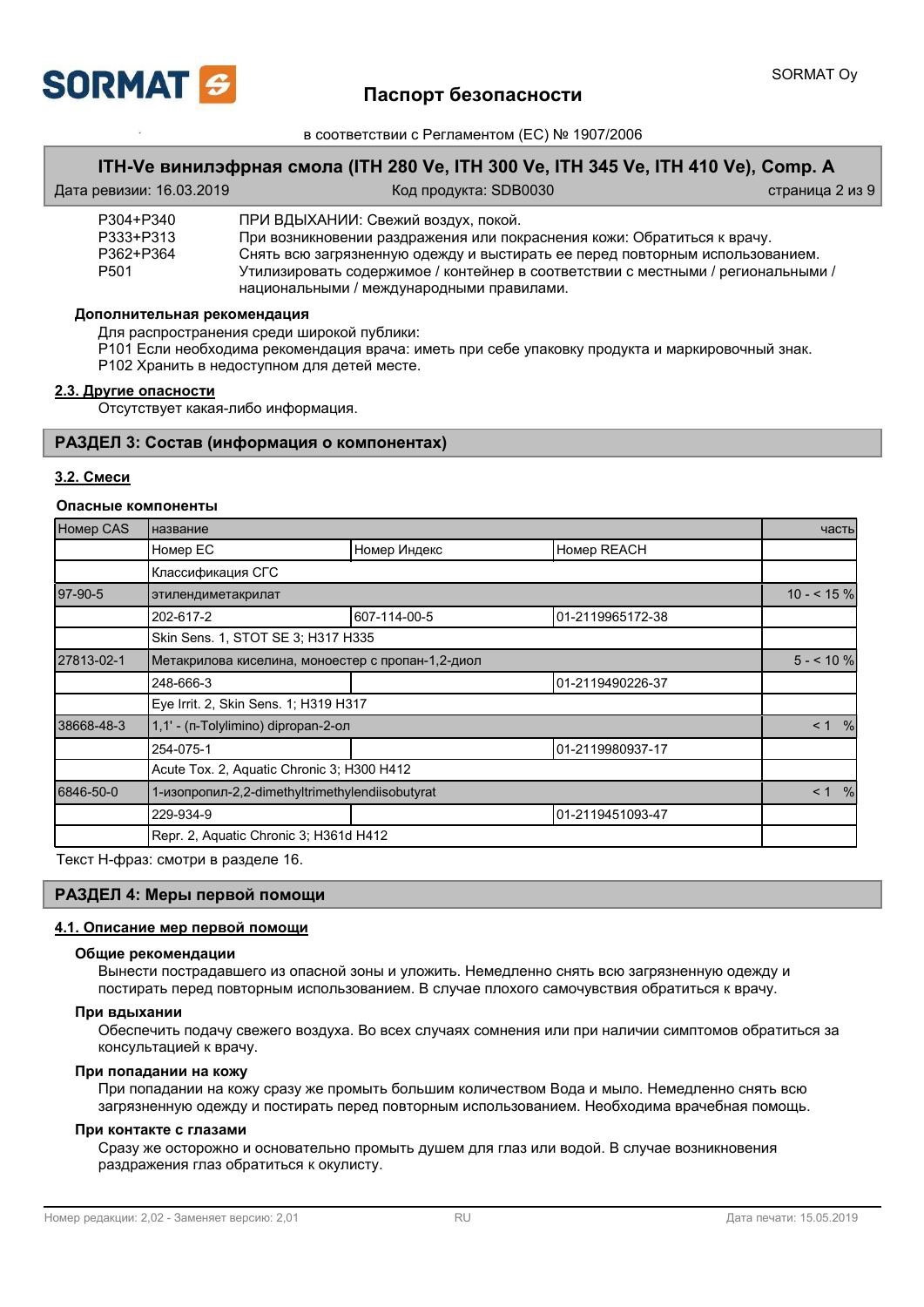| | |
|---|---|
| P304+P340 | ПРИ ВДЫХАНИИ: Свежий воздух, покой. |
| P333+P313 | При возникновении раздражения или покраснения кожи: Обратиться к врачу. |
| P362+P364 | Снять всю загрязненную одежду и выстирать ее перед повторным использованием. |
| P501 | Утилизировать содержимое / контейнер в соответствии с местными / региональными / национальными / международными правилами. |

**Дополнительная рекомендация**

Для распространения среди широкой публики:
P101 Если необходима рекомендация врача: иметь при себе упаковку продукта и маркировочный знак.
P102 Хранить в недоступном для детей месте.

### 2.3. Другие опасности

Отсутствует какая-либо информация.

## РАЗДЕЛ 3: Состав (информация о компонентах)

### 3.2. Смеси

**Опасные компоненты**

| Номер CAS | название | | | часть |
|---|---|---|---|---|
| | Номер EC | Номер Индекс | Номер REACH | |
| | Классификация СГС | | | |
| 97-90-5 | этилендиметакрилат | | | 10 - < 15 % |
| | 202-617-2 | 607-114-00-5 | 01-2119965172-38 | |
| | Skin Sens. 1, STOT SE 3; H317 H335 | | | |
| 27813-02-1 | Метакрилова киселина, моноестер с пропан-1,2-диол | | | 5 - < 10 % |
| | 248-666-3 | | 01-2119490226-37 | |
| | Eye Irrit. 2, Skin Sens. 1; H319 H317 | | | |
| 38668-48-3 | 1,1' - (п-Tolylimino) dipropan-2-ол | | | < 1 % |
| | 254-075-1 | | 01-2119980937-17 | |
| | Acute Tox. 2, Aquatic Chronic 3; H300 H412 | | | |
| 6846-50-0 | 1-изопропил-2,2-dimethyltrimethylendiisobutyrat | | | < 1 % |
| | 229-934-9 | | 01-2119451093-47 | |
| | Repr. 2, Aquatic Chronic 3; H361d H412 | | | |

Текст H-фраз: смотри в разделе 16.

## РАЗДЕЛ 4: Меры первой помощи

### 4.1. Описание мер первой помощи

**Общие рекомендации**

Вынести пострадавшего из опасной зоны и уложить. Немедленно снять всю загрязненную одежду и постирать перед повторным использованием. В случае плохого самочувствия обратиться к врачу.

**При вдыхании**

Обеспечить подачу свежего воздуха. Во всех случаях сомнения или при наличии симптомов обратиться за консультацией к врачу.

**При попадании на кожу**

При попадании на кожу сразу же промыть большим количеством Вода и мыло. Немедленно снять всю загрязненную одежду и постирать перед повторным использованием. Необходима врачебная помощь.

**При контакте с глазами**

Сразу же осторожно и основательно промыть душем для глаз или водой. В случае возникновения раздражения глаз обратиться к окулисту.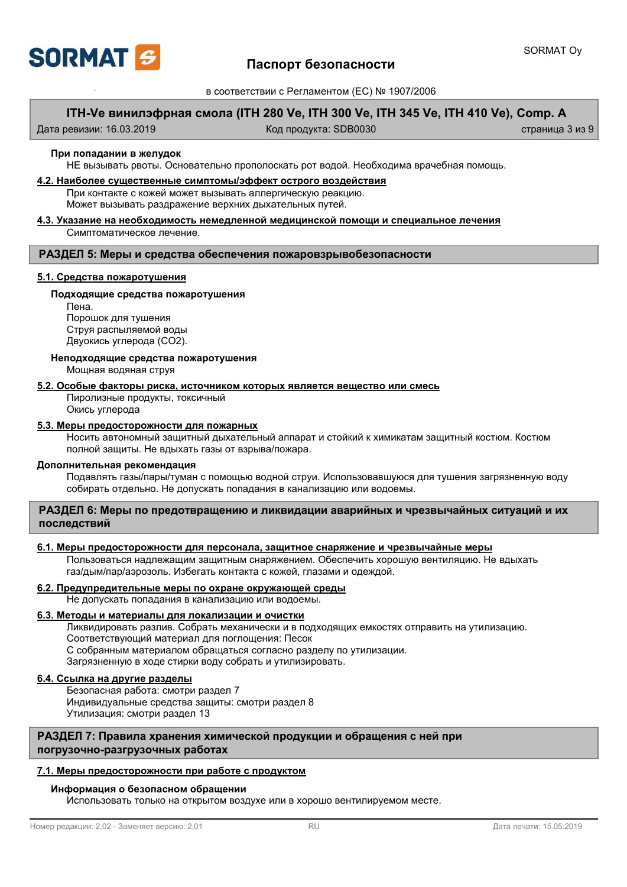**При попадании в желудок**

НЕ вызывать рвоты. Основательно прополоскать рот водой. Необходима врачебная помощь.

### 4.2. Наиболее существенные симптомы/эффект острого воздействия

При контакте с кожей может вызывать аллергическую реакцию.
Может вызывать раздражение верхних дыхательных путей.

### 4.3. Указание на необходимость немедленной медицинской помощи и специальное лечения

Симптоматическое лечение.

## РАЗДЕЛ 5: Меры и средства обеспечения пожаровзрывобезопасности

### 5.1. Средства пожаротушения

**Подходящие средства пожаротушения**

Пена.
Порошок для тушения
Струя распыляемой воды
Двуокись углерода ($CO_2$).

**Неподходящие средства пожаротушения**

Мощная водяная струя

### 5.2. Особые факторы риска, источником которых является вещество или смесь

Пиролизные продукты, токсичный
Окись углерода

### 5.3. Меры предосторожности для пожарных

Носить автономный защитный дыхательный аппарат и стойкий к химикатам защитный костюм. Костюм полной защиты. Не вдыхать газы от взрыва/пожара.

**Дополнительная рекомендация**

Подавлять газы/пары/туман с помощью водной струи. Использовавшуюся для тушения загрязненную воду собирать отдельно. Не допускать попадания в канализацию или водоемы.

## РАЗДЕЛ 6: Меры по предотвращению и ликвидации аварийных и чрезвычайных ситуаций и их последствий

### 6.1. Меры предосторожности для персонала, защитное снаряжение и чрезвычайные меры

Пользоваться надлежащим защитным снаряжением. Обеспечить хорошую вентиляцию. Не вдыхать газ/дым/пар/аэрозоль. Избегать контакта с кожей, глазами и одеждой.

### 6.2. Предупредительные меры по охране окружающей среды

Не допускать попадания в канализацию или водоемы.

### 6.3. Методы и материалы для локализации и очистки

Ликвидировать разлив. Собрать механически и в подходящих емкостях отправить на утилизацию.
Соответствующий материал для поглощения: Песок
С собранным материалом обращаться согласно разделу по утилизации.
Загрязненную в ходе стирки воду собрать и утилизировать.

### 6.4. Ссылка на другие разделы

Безопасная работа: смотри раздел 7
Индивидуальные средства защиты: смотри раздел 8
Утилизация: смотри раздел 13

## РАЗДЕЛ 7: Правила хранения химической продукции и обращения с ней при погрузочно-разгрузочных работах

### 7.1. Меры предосторожности при работе с продуктом

**Информация о безопасном обращении**

Использовать только на открытом воздухе или в хорошо вентилируемом месте.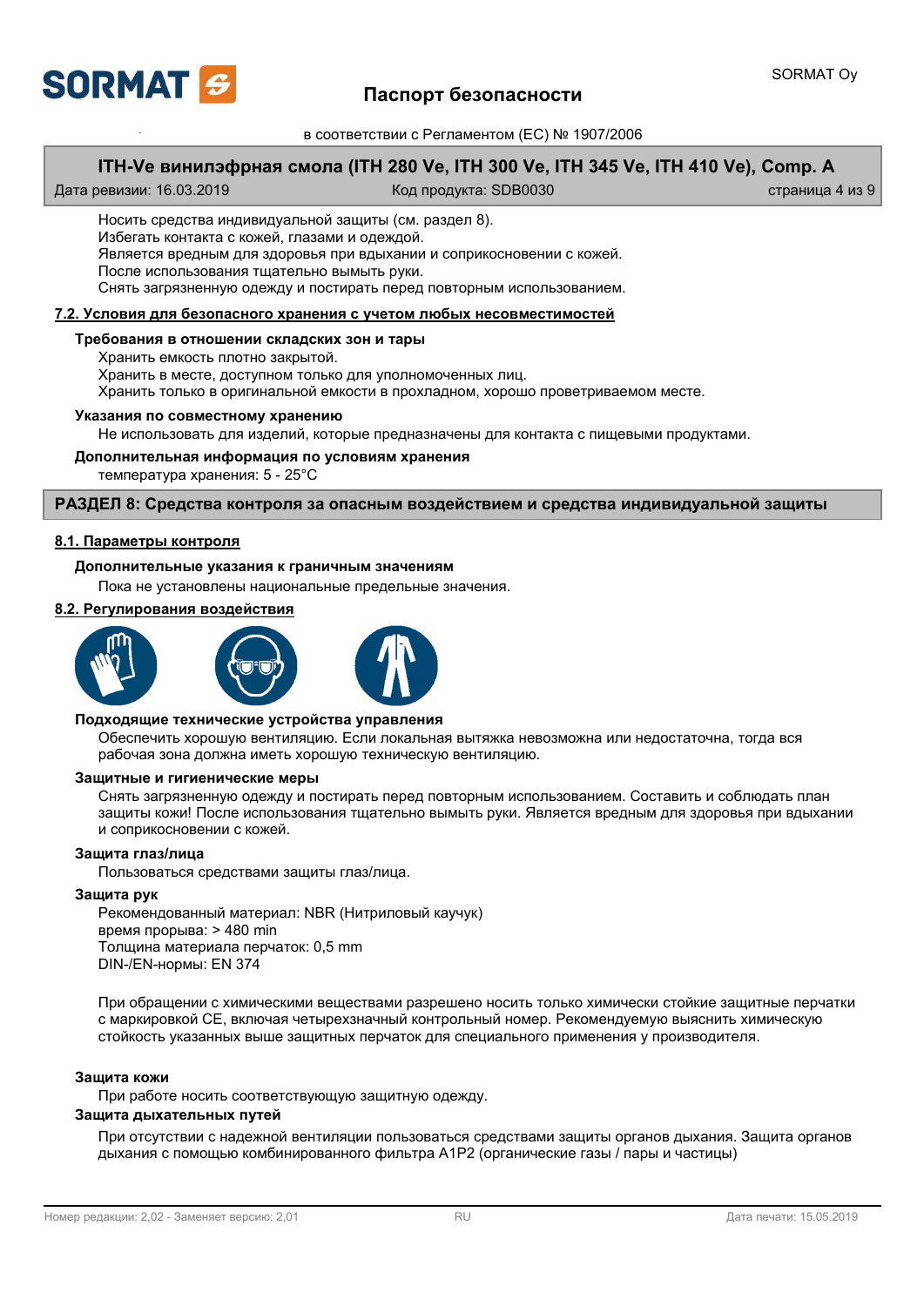Носить средства индивидуальной защиты (см. раздел 8).
Избегать контакта с кожей, глазами и одеждой.
Является вредным для здоровья при вдыхании и соприкосновении с кожей.
После использования тщательно вымыть руки.
Снять загрязненную одежду и постирать перед повторным использованием.

### 7.2. Условия для безопасного хранения с учетом любых несовместимостей

**Требования в отношении складских зон и тары**

Хранить емкость плотно закрытой.
Хранить в месте, доступном только для уполномоченных лиц.
Хранить только в оригинальной емкости в прохладном, хорошо проветриваемом месте.

**Указания по совместному хранению**

Не использовать для изделий, которые предназначены для контакта с пищевыми продуктами.

**Дополнительная информация по условиям хранения**

температура хранения: 5 - 25°C

## РАЗДЕЛ 8: Средства контроля за опасным воздействием и средства индивидуальной защиты

### 8.1. Параметры контроля

**Дополнительные указания к граничным значениям**

Пока не установлены национальные предельные значения.

### 8.2. Регулирования воздействия

**Подходящие технические устройства управления**

Обеспечить хорошую вентиляцию. Если локальная вытяжка невозможна или недостаточна, тогда вся рабочая зона должна иметь хорошую техническую вентиляцию.

**Защитные и гигиенические меры**

Снять загрязненную одежду и постирать перед повторным использованием. Составить и соблюдать план защиты кожи! После использования тщательно вымыть руки. Является вредным для здоровья при вдыхании и соприкосновении с кожей.

**Защита глаз/лица**

Пользоваться средствами защиты глаз/лица.

**Защита рук**

Рекомендованный материал: NBR (Нитриловый каучук)
время прорыва: > 480 min
Толщина материала перчаток: 0,5 mm
DIN-/EN-нормы: EN 374

При обращении с химическими веществами разрешено носить только химически стойкие защитные перчатки с маркировкой CE, включая четырехзначный контрольный номер. Рекомендуемую выяснить химическую стойкость указанных выше защитных перчаток для специального применения у производителя.

**Защита кожи**

При работе носить соответствующую защитную одежду.

**Защита дыхательных путей**

При отсутствии с надежной вентиляции пользоваться средствами защиты органов дыхания. Защита органов дыхания с помощью комбинированного фильтра A1P2 (органические газы / пары и частицы)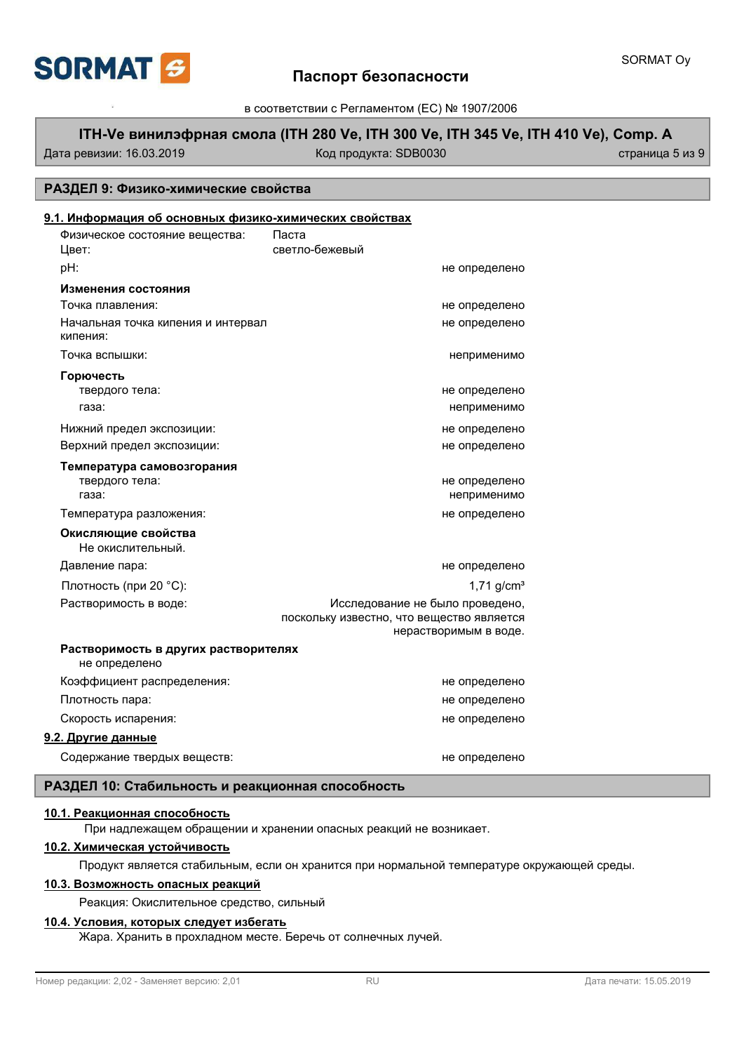## РАЗДЕЛ 9: Физико-химические свойства

### 9.1. Информация об основных физико-химических свойствах

| | |
|---|---|
| Физическое состояние вещества: | Паста |
| Цвет: | светло-бежевый |
| pH: | не определено |
| **Изменения состояния** | |
| Точка плавления: | не определено |
| Начальная точка кипения и интервал кипения: | не определено |
| Точка вспышки: | неприменимо |
| **Горючесть** | |
| твердого тела: | не определено |
| газа: | неприменимо |
| Нижний предел экспозиции: | не определено |
| Верхний предел экспозиции: | не определено |
| **Температура самовозгорания** | |
| твердого тела: | не определено |
| газа: | неприменимо |
| Температура разложения: | не определено |
| **Окисляющие свойства** | |
| Не окислительный. | |
| Давление пара: | не определено |
| Плотность (при 20 °C): | 1,71 g/cm³ |
| Растворимость в воде: | Исследование не было проведено, поскольку известно, что вещество является нерастворимым в воде. |
| **Растворимость в других растворителях** | |
| не определено | |
| Коэффициент распределения: | не определено |
| Плотность пара: | не определено |
| Скорость испарения: | не определено |

### 9.2. Другие данные

| | |
|---|---|
| Содержание твердых веществ: | не определено |

## РАЗДЕЛ 10: Стабильность и реакционная способность

### 10.1. Реакционная способность

При надлежащем обращении и хранении опасных реакций не возникает.

### 10.2. Химическая устойчивость

Продукт является стабильным, если он хранится при нормальной температуре окружающей среды.

### 10.3. Возможность опасных реакций

Реакция: Окислительное средство, сильный

### 10.4. Условия, которых следует избегать

Жара. Хранить в прохладном месте. Беречь от солнечных лучей.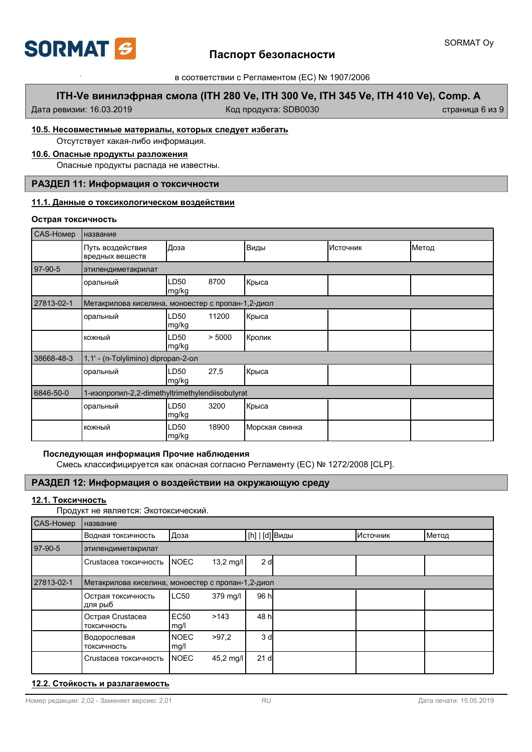### 10.5. Несовместимые материалы, которых следует избегать

Отсуствует какая-либо информация.

### 10.6. Опасные продукты разложения

Опасные продукты распада не известны.

## РАЗДЕЛ 11: Информация о токсичности

### 11.1. Данные о токсикологическом воздействии

**Острая токсичность**

| CAS-Номер | название | | | | |
|---|---|---|---|---|---|
| | Путь воздействия вредных веществ | Доза | Виды | Источник | Метод |
| 97-90-5 | этилендиметакрилат | | | | |
| | оральный | LD50 8700 mg/kg | Крыса | | |
| 27813-02-1 | Метакрилова киселина, моноестер с пропан-1,2-диол | | | | |
| | оральный | LD50 11200 mg/kg | Крыса | | |
| | кожный | LD50 > 5000 mg/kg | Кролик | | |
| 38668-48-3 | 1,1' - (п-Tolylimino) dipropan-2-ол | | | | |
| | оральный | LD50 27,5 mg/kg | Крыса | | |
| 6846-50-0 | 1-изопропил-2,2-dimethyltrimethylendiisobutyrat | | | | |
| | оральный | LD50 3200 mg/kg | Крыса | | |
| | кожный | LD50 18900 mg/kg | Морская свинка | | |

**Последующая информация Прочие наблюдения**

Смесь классифицируется как опасная согласно Регламенту (ЕС) № 1272/2008 [CLP].

## РАЗДЕЛ 12: Информация о воздействии на окружающую среду

### 12.1. Токсичность

Продукт не является: Экотоксический.

| CAS-Номер | название | | | | | |
|---|---|---|---|---|---|---|
| | Водная токсичность | Доза | [h] \| [d] | Виды | Источник | Метод |
| 97-90-5 | этилендиметакрилат | | | | | |
| | Crustacea токсичность | NOEC 13,2 mg/l | 2 d | | | |
| 27813-02-1 | Метакрилова киселина, моноестер с пропан-1,2-диол | | | | | |
| | Острая токсичность для рыб | LC50 379 mg/l | 96 h | | | |
| | Острая Crustacea токсичность | EC50 >143 mg/l | 48 h | | | |
| | Водорослевая токсичность | NOEC >97,2 mg/l | 3 d | | | |
| | Crustacea токсичность | NOEC 45,2 mg/l | 21 d | | | |

### 12.2. Стойкость и разлагаемость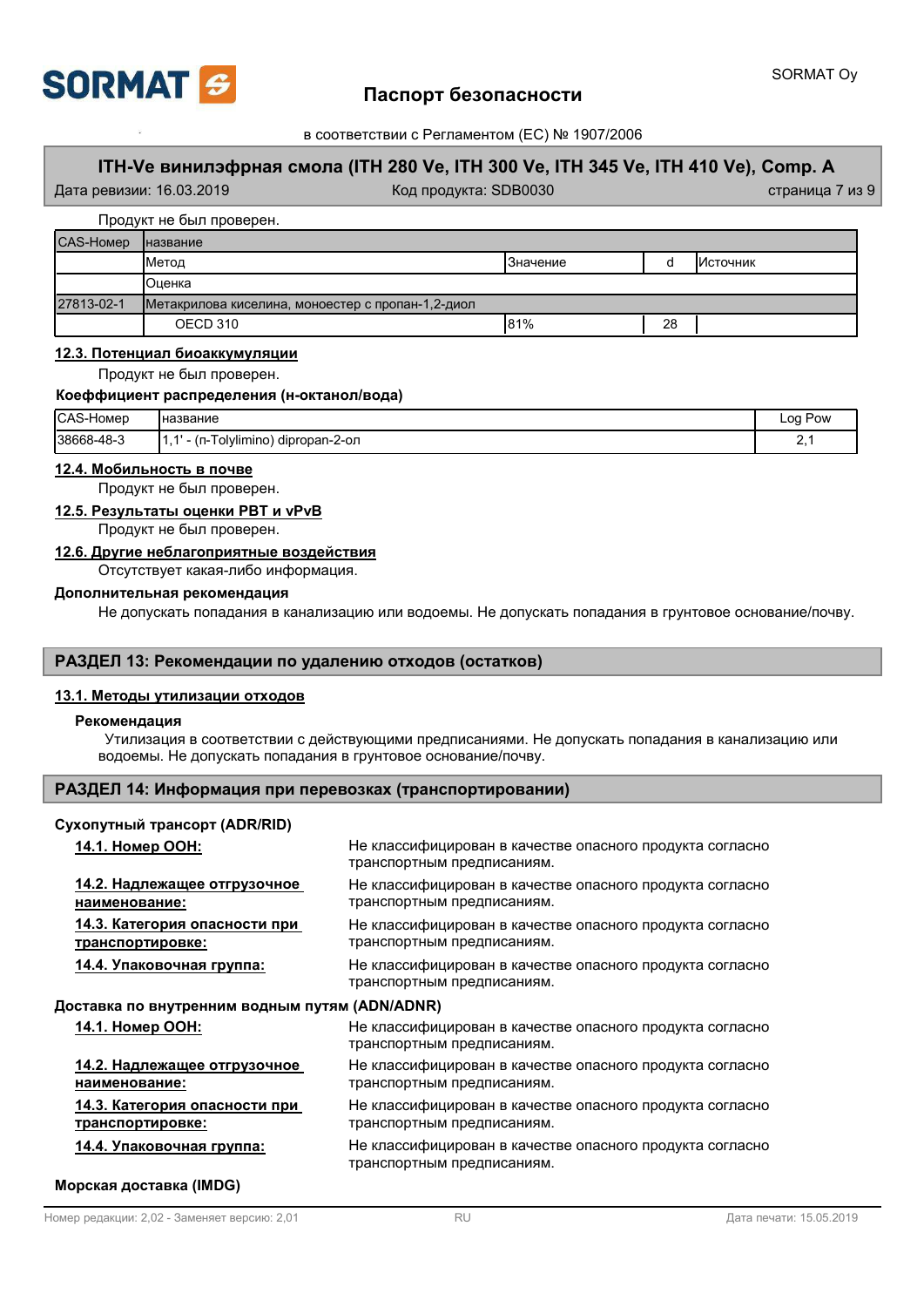Продукт не был проверен.

| CAS-Номер | название | | | |
|---|---|---|---|---|
| | Метод | Значение | d | Источник |
| | Оценка | | | |
| 27813-02-1 | Метакрилова киселина, моноестер с пропан-1,2-диол | | | |
| | OECD 310 | 81% | 28 | |

### 12.3. Потенциал биоаккумуляции

Продукт не был проверен.

**Коэффициент распределения (н-октанол/вода)**

| CAS-Номер | название | Log Pow |
|---|---|---|
| 38668-48-3 | 1,1' - (п-Tolylimino) dipropan-2-ол | 2,1 |

### 12.4. Мобильность в почве

Продукт не был проверен.

### 12.5. Результаты оценки PBT и vPvB

Продукт не был проверен.

### 12.6. Другие неблагоприятные воздействия

Отсутствует какая-либо информация.

**Дополнительная рекомендация**

Не допускать попадания в канализацию или водоемы. Не допускать попадания в грунтовое основание/почву.

## РАЗДЕЛ 13: Рекомендации по удалению отходов (остатков)

### 13.1. Методы утилизации отходов

**Рекомендация**

Утилизация в соответствии с действующими предписаниями. Не допускать попадания в канализацию или водоемы. Не допускать попадания в грунтовое основание/почву.

## РАЗДЕЛ 14: Информация при перевозках (транспортировании)

**Сухопутный трансорт (ADR/RID)**

**14.1. Номер ООН:** Не классифицирован в качестве опасного продукта согласно транспортным предписаниям.

**14.2. Надлежащее отгрузочное наименование:** Не классифицирован в качестве опасного продукта согласно транспортным предписаниям.

**14.3. Категория опасности при транспортировке:** Не классифицирован в качестве опасного продукта согласно транспортным предписаниям.

**14.4. Упаковочная группа:** Не классифицирован в качестве опасного продукта согласно транспортным предписаниям.

**Доставка по внутренним водным путям (ADN/ADNR)**

**14.1. Номер ООН:** Не классифицирован в качестве опасного продукта согласно транспортным предписаниям.

**14.2. Надлежащее отгрузочное наименование:** Не классифицирован в качестве опасного продукта согласно транспортным предписаниям.

**14.3. Категория опасности при транспортировке:** Не классифицирован в качестве опасного продукта согласно транспортным предписаниям.

**14.4. Упаковочная группа:** Не классифицирован в качестве опасного продукта согласно транспортным предписаниям.

**Морская доставка (IMDG)**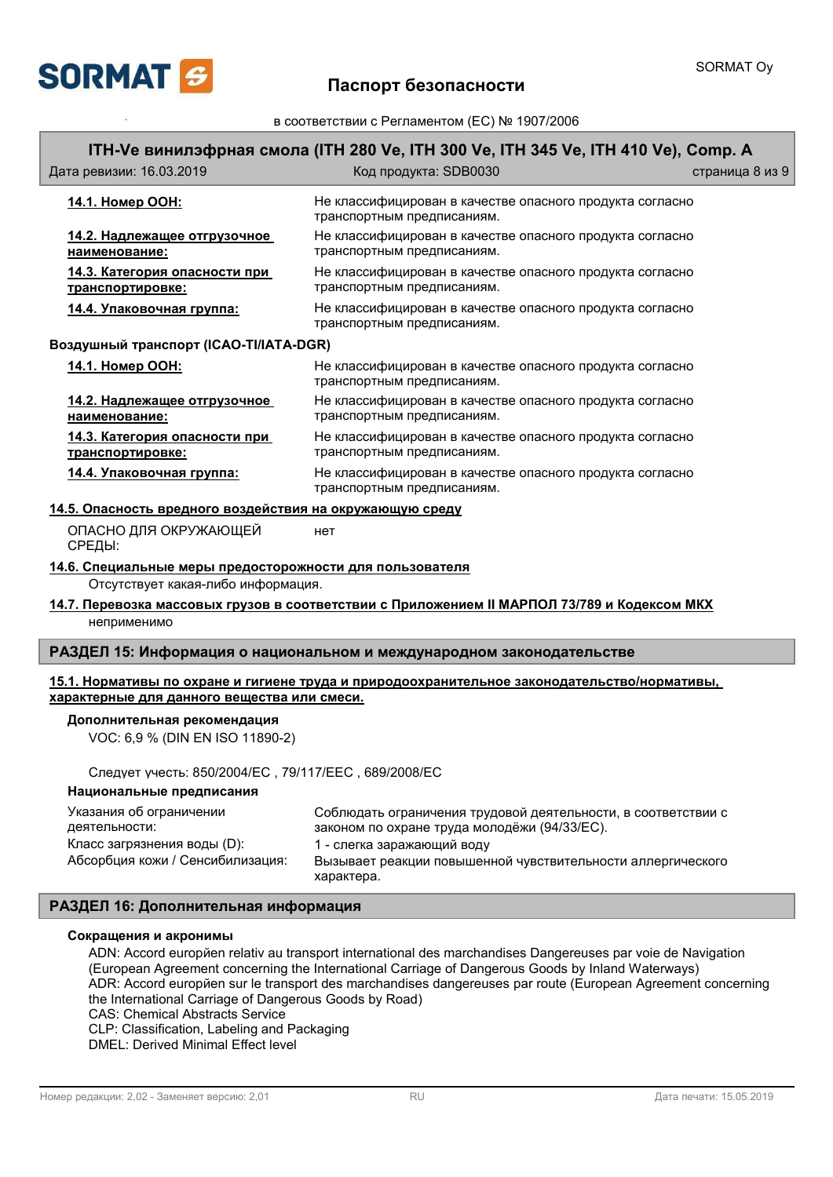| | |
|---|---|
| **14.1. Номер ООН:** | Не классифицирован в качестве опасного продукта согласно транспортным предписаниям. |
| **14.2. Надлежащее отгрузочное наименование:** | Не классифицирован в качестве опасного продукта согласно транспортным предписаниям. |
| **14.3. Категория опасности при транспортировке:** | Не классифицирован в качестве опасного продукта согласно транспортным предписаниям. |
| **14.4. Упаковочная группа:** | Не классифицирован в качестве опасного продукта согласно транспортным предписаниям. |

**Воздушный транспорт (ICAO-TI/IATA-DGR)**

| | |
|---|---|
| **14.1. Номер ООН:** | Не классифицирован в качестве опасного продукта согласно транспортным предписаниям. |
| **14.2. Надлежащее отгрузочное наименование:** | Не классифицирован в качестве опасного продукта согласно транспортным предписаниям. |
| **14.3. Категория опасности при транспортировке:** | Не классифицирован в качестве опасного продукта согласно транспортным предписаниям. |
| **14.4. Упаковочная группа:** | Не классифицирован в качестве опасного продукта согласно транспортным предписаниям. |

**14.5. Опасность вредного воздействия на окружающую среду**

ОПАСНО ДЛЯ ОКРУЖАЮЩЕЙ СРЕДЫ: нет

**14.6. Специальные меры предосторожности для пользователя**

Отсутствует какая-либо информация.

**14.7. Перевозка массовых грузов в соответствии с Приложением II МАРПОЛ 73/789 и Кодексом МКХ**

неприменимо

## РАЗДЕЛ 15: Информация о национальном и международном законодательстве

**15.1. Нормативы по охране и гигиене труда и природоохранительное законодательство/нормативы, характерные для данного вещества или смеси.**

**Дополнительная рекомендация**

VOC: 6,9 % (DIN EN ISO 11890-2)

Следует учесть: 850/2004/EC , 79/117/EEC , 689/2008/EC

**Национальные предписания**

| | |
|---|---|
| Указания об ограничении деятельности: | Соблюдать ограничения трудовой деятельности, в соответствии с законом по охране труда молодёжи (94/33/EC). |
| Класс загрязнения воды (D): | 1 - слегка заражающий воду |
| Абсорбция кожи / Сенсибилизация: | Вызывает реакции повышенной чувствительности аллергического характера. |

## РАЗДЕЛ 16: Дополнительная информация

**Сокращения и акронимы**

ADN: Accord europйen relativ au transport international des marchandises Dangereuses par voie de Navigation (European Agreement concerning the International Carriage of Dangerous Goods by Inland Waterways)
ADR: Accord europйen sur le transport des marchandises dangereuses par route (European Agreement concerning the International Carriage of Dangerous Goods by Road)
CAS: Chemical Abstracts Service
CLP: Classification, Labeling and Packaging
DMEL: Derived Minimal Effect level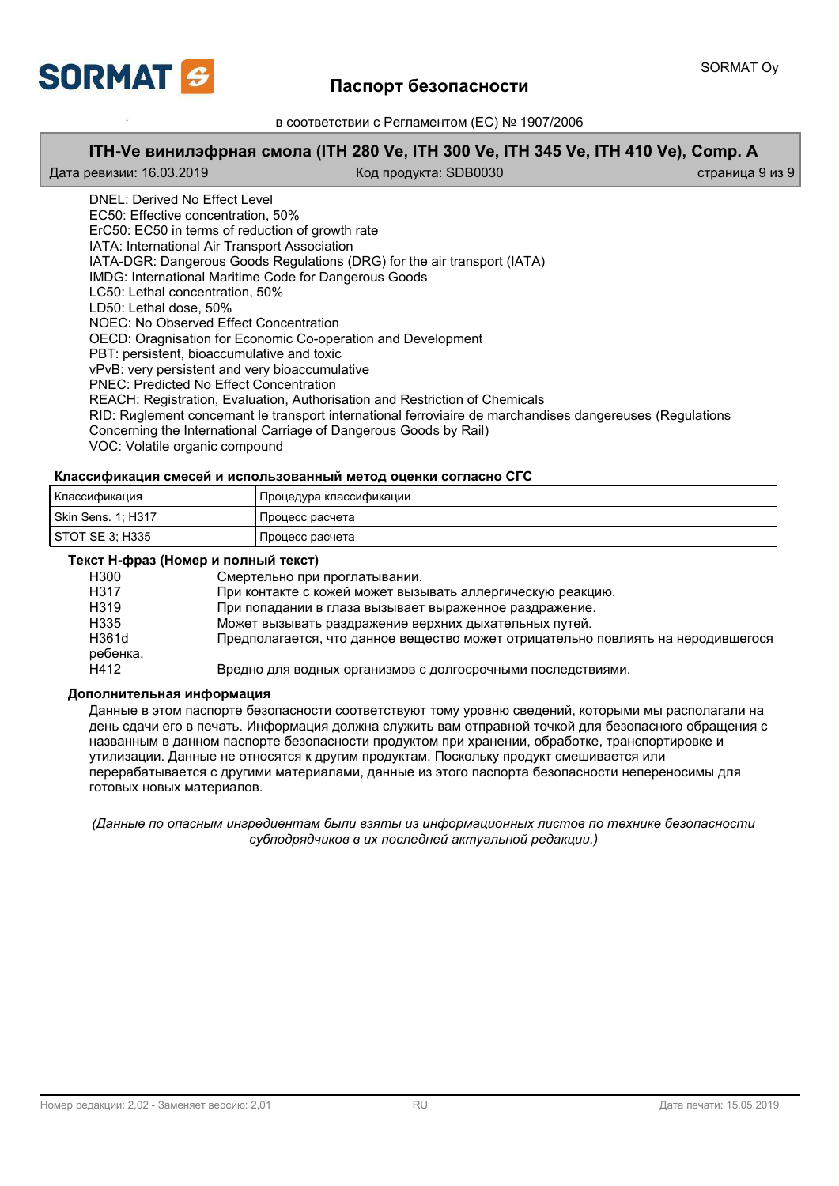DNEL: Derived No Effect Level
EC50: Effective concentration, 50%
ErC50: EC50 in terms of reduction of growth rate
IATA: International Air Transport Association
IATA-DGR: Dangerous Goods Regulations (DRG) for the air transport (IATA)
IMDG: International Maritime Code for Dangerous Goods
LC50: Lethal concentration, 50%
LD50: Lethal dose, 50%
NOEC: No Observed Effect Concentration
OECD: Oragnisation for Economic Co-operation and Development
PBT: persistent, bioaccumulative and toxic
vPvB: very persistent and very bioaccumulative
PNEC: Predicted No Effect Concentration
REACH: Registration, Evaluation, Authorisation and Restriction of Chemicals
RID: Rиglement concernant le transport international ferroviaire de marchandises dangereuses (Regulations Concerning the International Carriage of Dangerous Goods by Rail)
VOC: Volatile organic compound

### Классификация смесей и использованный метод оценки согласно СГС

| Классификация | Процедура классификации |
|---|---|
| Skin Sens. 1; H317 | Процесс расчета |
| STOT SE 3; H335 | Процесс расчета |

### Текст H-фраз (Номер и полный текст)

| | |
|---|---|
| H300 | Смертельно при проглатывании. |
| H317 | При контакте с кожей может вызывать аллергическую реакцию. |
| H319 | При попадании в глаза вызывает выраженное раздражение. |
| H335 | Может вызывать раздражение верхних дыхательных путей. |
| H361d | Предполагается, что данное вещество может отрицательно повлиять на неродившегося ребенка. |
| H412 | Вредно для водных организмов с долгосрочными последствиями. |

### Дополнительная информация

Данные в этом паспорте безопасности соответствуют тому уровню сведений, которыми мы располагали на день сдачи его в печать. Информация должна служить вам отправной точкой для безопасного обращения с названным в данном паспорте безопасности продуктом при хранении, обработке, транспортировке и утилизации. Данные не относятся к другим продуктам. Поскольку продукт смешивается или перерабатывается с другими материалами, данные из этого паспорта безопасности непереносимы для готовых новых материалов.

---

*(Данные по опасным ингредиентам были взяты из информационных листов по технике безопасности субподрядчиков в их последней актуальной редакции.)*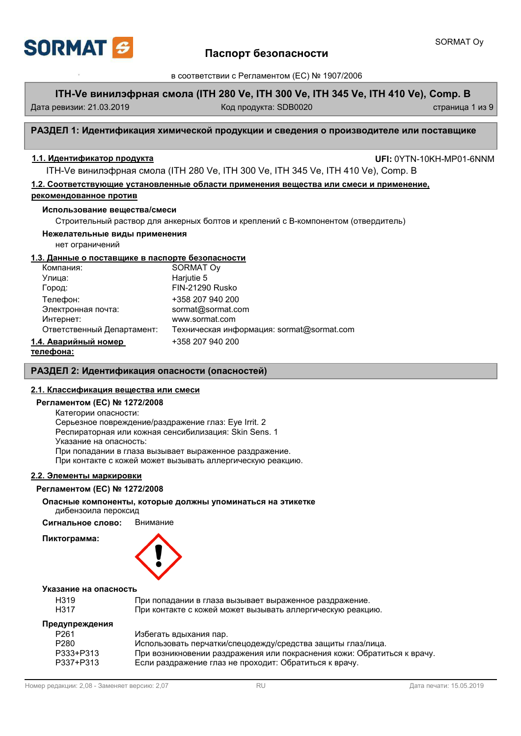# Паспорт безопасности

в соответствии с Регламентом (ЕС) № 1907/2006

**ITH-Ve винилэфрная смола (ITH 280 Ve, ITH 300 Ve, ITH 345 Ve, ITH 410 Ve), Comp. B**

Дата ревизии: 21.03.2019 Код продукта: SDB0020

## РАЗДЕЛ 1: Идентификация химической продукции и сведения о производителе или поставщике

### 1.1. Идентификатор продукта

**UFI:** 0YTN-10KH-MP01-6NNM

ITH-Ve винилэфрная смола (ITH 280 Ve, ITH 300 Ve, ITH 345 Ve, ITH 410 Ve), Comp. B

### 1.2. Соответствующие установленные области применения вещества или смеси и применение, рекомендованное против

**Использование вещества/смеси**

Строительный раствор для анкерных болтов и креплений с B-компонентом (отвердитель)

**Нежелательные виды применения**

нет ограничений

### 1.3. Данные о поставщике в паспорте безопасности

| | |
|---|---|
| Компания: | SORMAT Oy |
| Улица: | Harjutie 5 |
| Город: | FIN-21290 Rusko |
| Телефон: | +358 207 940 200 |
| Электронная почта: | sormat@sormat.com |
| Интернет: | www.sormat.com |
| Ответственный Департамент: | Техническая информация: sormat@sormat.com |

### 1.4. Аварийный номер телефона:

+358 207 940 200

## РАЗДЕЛ 2: Идентификация опасности (опасностей)

### 2.1. Классификация вещества или смеси

**Регламентом (ЕС) № 1272/2008**

Категории опасности:
Серьезное повреждение/раздражение глаз: Eye Irrit. 2
Респираторная или кожная сенсибилизация: Skin Sens. 1
Указание на опасность:
При попадании в глаза вызывает выраженное раздражение.
При контакте с кожей может вызывать аллергическую реакцию.

### 2.2. Элементы маркировки

**Регламентом (ЕС) № 1272/2008**

**Опасные компоненты, которые должны упоминаться на этикетке**

дибензоила пероксид

**Сигнальное слово:** Внимание

**Пиктограмма:**

**Указание на опасность**

| | |
|---|---|
| H319 | При попадании в глаза вызывает выраженное раздражение. |
| H317 | При контакте с кожей может вызывать аллергическую реакцию. |

**Предупреждения**

| | |
|---|---|
| P261 | Избегать вдыхания пар. |
| P280 | Использовать перчатки/спецодежду/средства защиты глаз/лица. |
| P333+P313 | При возникновении раздражения или покраснения кожи: Обратиться к врачу. |
| P337+P313 | Если раздражение глаз не проходит: Обратиться к врачу. |

Номер редакции: 2,08 - Заменяет версию: 2,07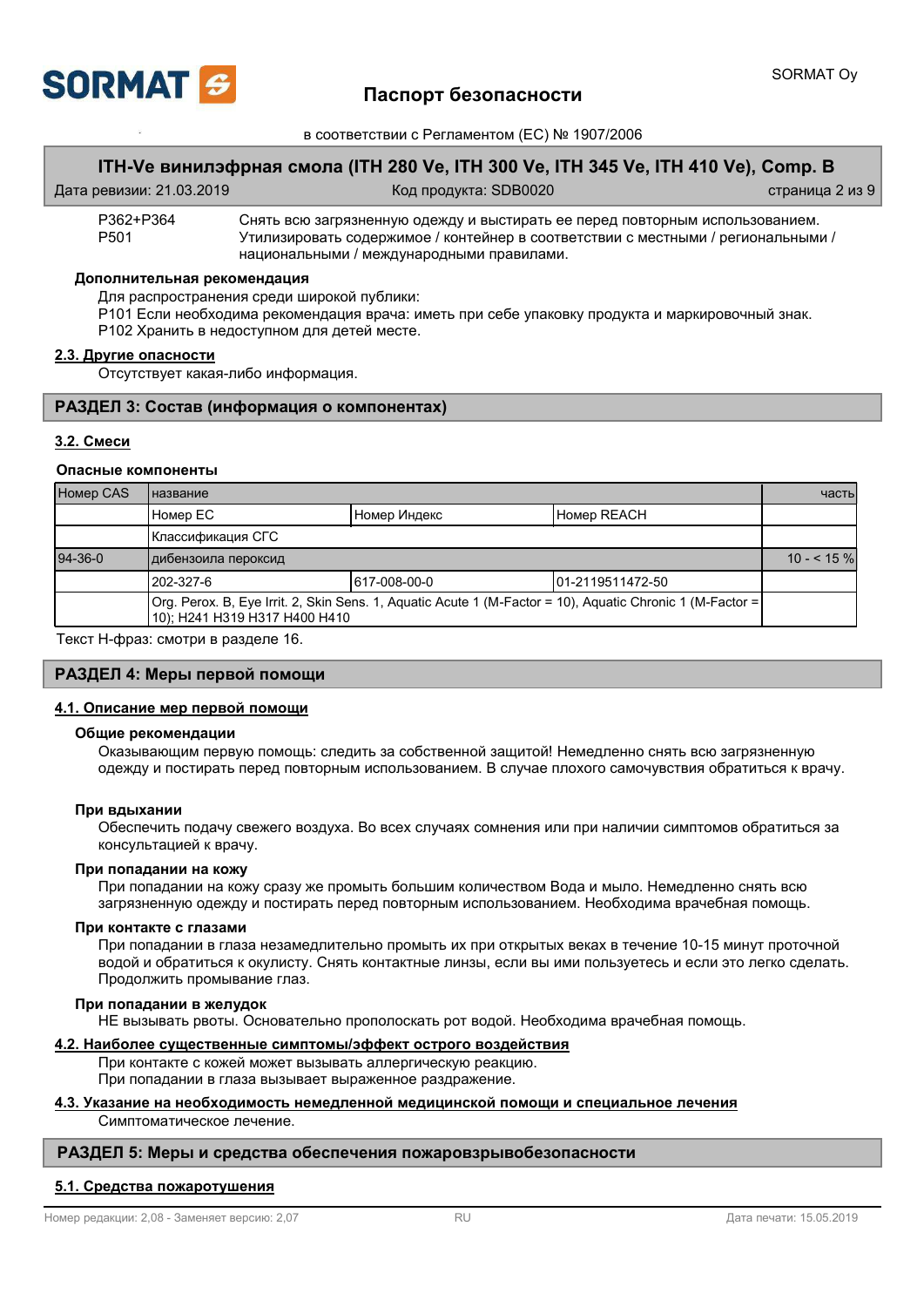| | |
|---|---|
| P362+P364 | Снять всю загрязненную одежду и выстирать ее перед повторным использованием. |
| P501 | Утилизировать содержимое / контейнер в соответствии с местными / региональными / национальными / международными правилами. |

**Дополнительная рекомендация**

Для распространения среди широкой публики:
P101 Если необходима рекомендация врача: иметь при себе упаковку продукта и маркировочный знак.
P102 Хранить в недоступном для детей месте.

### 2.3. Другие опасности

Отсутствует какая-либо информация.

## РАЗДЕЛ 3: Состав (информация о компонентах)

### 3.2. Смеси

**Опасные компоненты**

| Номер CAS | название | | | часть |
|---|---|---|---|---|
| | Номер EC | Номер Индекс | Номер REACH | |
| | Классификация СГС | | | |
| 94-36-0 | дибензоила пероксид | | | 10 - < 15 % |
| | 202-327-6 | 617-008-00-0 | 01-2119511472-50 | |
| | Org. Perox. B, Eye Irrit. 2, Skin Sens. 1, Aquatic Acute 1 (M-Factor = 10), Aquatic Chronic 1 (M-Factor = 10); H241 H319 H317 H400 H410 | | | |

Текст Н-фраз: смотри в разделе 16.

## РАЗДЕЛ 4: Меры первой помощи

### 4.1. Описание мер первой помощи

**Общие рекомендации**

Оказывающим первую помощь: следить за собственной защитой! Немедленно снять всю загрязненную одежду и постирать перед повторным использованием. В случае плохого самочувствия обратиться к врачу.

**При вдыхании**

Обеспечить подачу свежего воздуха. Во всех случаях сомнения или при наличии симптомов обратиться за консультацией к врачу.

**При попадании на кожу**

При попадании на кожу сразу же промыть большим количеством Вода и мыло. Немедленно снять всю загрязненную одежду и постирать перед повторным использованием. Необходима врачебная помощь.

**При контакте с глазами**

При попадании в глаза незамедлительно промыть их при открытых веках в течение 10-15 минут проточной водой и обратиться к окулисту. Снять контактные линзы, если вы ими пользуетесь и если это легко сделать. Продолжить промывание глаз.

**При попадании в желудок**

НЕ вызывать рвоты. Основательно прополоскать рот водой. Необходима врачебная помощь.

### 4.2. Наиболее существенные симптомы/эффект острого воздействия

При контакте с кожей может вызывать аллергическую реакцию.
При попадании в глаза вызывает выраженное раздражение.

### 4.3. Указание на необходимость немедленной медицинской помощи и специальное лечения

Симптоматическое лечение.

## РАЗДЕЛ 5: Меры и средства обеспечения пожаровзрывобезопасности

### 5.1. Средства пожаротушения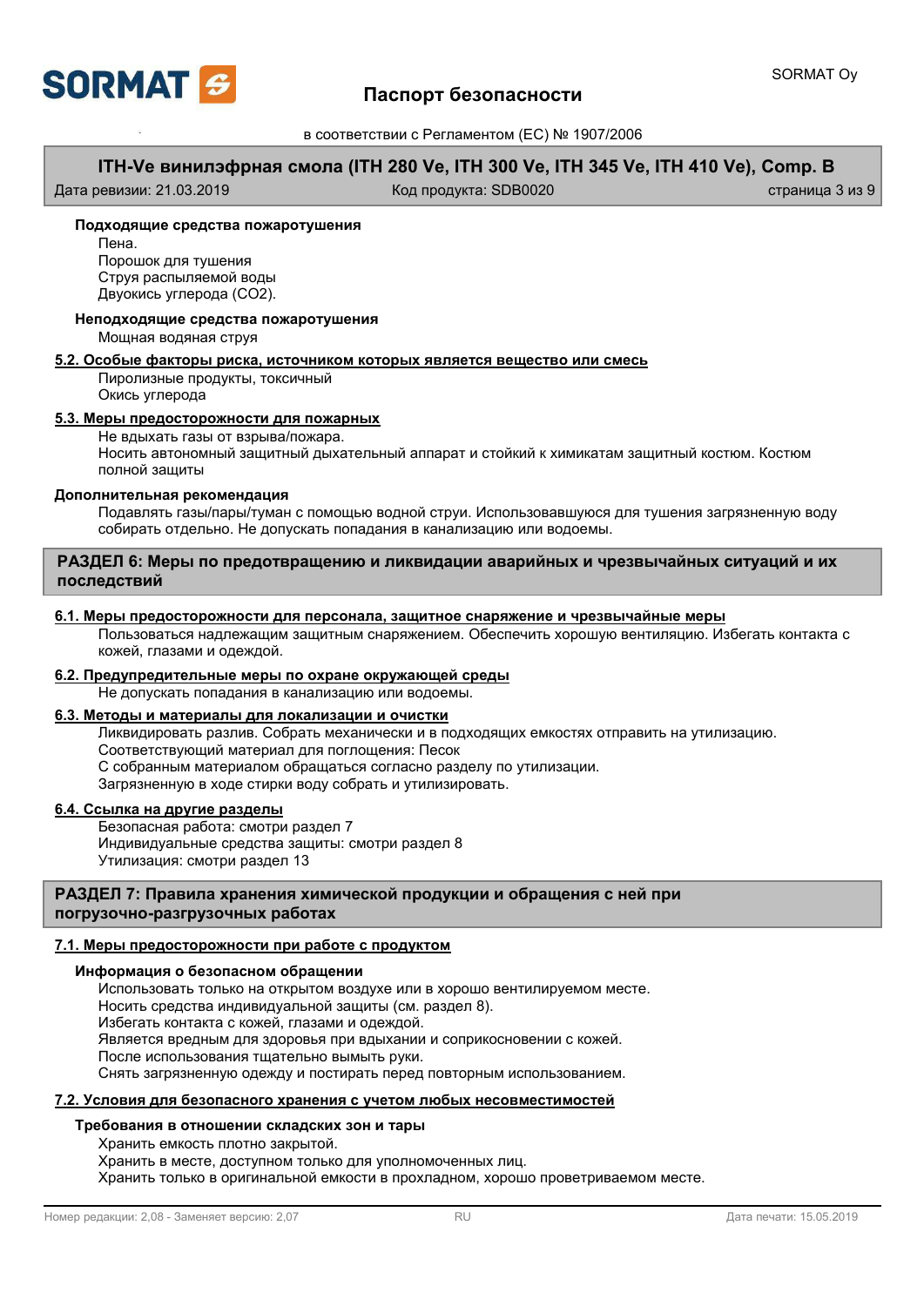**Подходящие средства пожаротушения**

Пена.
Порошок для тушения
Струя распыляемой воды
Двуокись углерода ($CO_2$).

**Неподходящие средства пожаротушения**

Мощная водяная струя

### 5.2. Особые факторы риска, источником которых является вещество или смесь

Пиролизные продукты, токсичный
Окись углерода

### 5.3. Меры предосторожности для пожарных

Не вдыхать газы от взрыва/пожара.
Носить автономный защитный дыхательный аппарат и стойкий к химикатам защитный костюм. Костюм полной защиты

**Дополнительная рекомендация**

Подавлять газы/пары/туман с помощью водной струи. Использовавшуюся для тушения загрязненную воду собирать отдельно. Не допускать попадания в канализацию или водоемы.

## РАЗДЕЛ 6: Меры по предотвращению и ликвидации аварийных и чрезвычайных ситуаций и их последствий

### 6.1. Меры предосторожности для персонала, защитное снаряжение и чрезвычайные меры

Пользоваться надлежащим защитным снаряжением. Обеспечить хорошую вентиляцию. Избегать контакта с кожей, глазами и одеждой.

### 6.2. Предупредительные меры по охране окружающей среды

Не допускать попадания в канализацию или водоемы.

### 6.3. Методы и материалы для локализации и очистки

Ликвидировать разлив. Собрать механически и в подходящих емкостях отправить на утилизацию.
Соответствующий материал для поглощения: Песок
С собранным материалом обращаться согласно разделу по утилизации.
Загрязненную в ходе стирки воду собрать и утилизировать.

### 6.4. Ссылка на другие разделы

Безопасная работа: смотри раздел 7
Индивидуальные средства защиты: смотри раздел 8
Утилизация: смотри раздел 13

## РАЗДЕЛ 7: Правила хранения химической продукции и обращения с ней при погрузочно-разгрузочных работах

### 7.1. Меры предосторожности при работе с продуктом

**Информация о безопасном обращении**

Использовать только на открытом воздухе или в хорошо вентилируемом месте.
Носить средства индивидуальной защиты (см. раздел 8).
Избегать контакта с кожей, глазами и одеждой.
Является вредным для здоровья при вдыхании и соприкосновении с кожей.
После использования тщательно вымыть руки.
Снять загрязненную одежду и постирать перед повторным использованием.

### 7.2. Условия для безопасного хранения с учетом любых несовместимостей

**Требования в отношении складских зон и тары**

Хранить емкость плотно закрытой.
Хранить в месте, доступном только для уполномоченных лиц.
Хранить только в оригинальной емкости в прохладном, хорошо проветриваемом месте.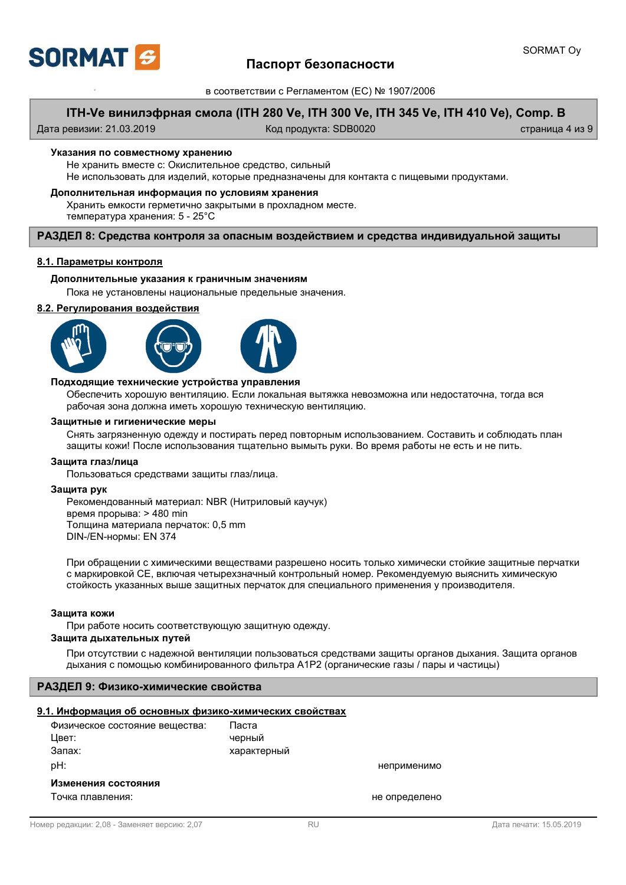**Указания по совместному хранению**

Не хранить вместе с: Окислительное средство, сильный

Не использовать для изделий, которые предназначены для контакта с пищевыми продуктами.

**Дополнительная информация по условиям хранения**

Хранить емкости герметично закрытыми в прохладном месте.

температура хранения: 5 - 25°C

## РАЗДЕЛ 8: Средства контроля за опасным воздействием и средства индивидуальной защиты

### 8.1. Параметры контроля

**Дополнительные указания к граничным значениям**

Пока не установлены национальные предельные значения.

### 8.2. Регулирования воздействия

**Подходящие технические устройства управления**

Обеспечить хорошую вентиляцию. Если локальная вытяжка невозможна или недостаточна, тогда вся рабочая зона должна иметь хорошую техническую вентиляцию.

**Защитные и гигиенические меры**

Снять загрязненную одежду и постирать перед повторным использованием. Составить и соблюдать план защиты кожи! После использования тщательно вымыть руки. Во время работы не есть и не пить.

**Защита глаз/лица**

Пользоваться средствами защиты глаз/лица.

**Защита рук**

Рекомендованный материал: NBR (Нитриловый каучук)

время прорыва: > 480 min

Толщина материала перчаток: 0,5 mm

DIN-/EN-нормы: EN 374

При обращении с химическими веществами разрешено носить только химически стойкие защитные перчатки с маркировкой CE, включая четырехзначный контрольный номер. Рекомендуемую выяснить химическую стойкость указанных выше защитных перчаток для специального применения у производителя.

**Защита кожи**

При работе носить соответствующую защитную одежду.

**Защита дыхательных путей**

При отсутствии с надежной вентиляции пользоваться средствами защиты органов дыхания. Защита органов дыхания с помощью комбинированного фильтра A1P2 (органические газы / пары и частицы)

## РАЗДЕЛ 9: Физико-химические свойства

### 9.1. Информация об основных физико-химических свойствах

| | | |
|---|---|---|
| Физическое состояние вещества: | Паста | |
| Цвет: | черный | |
| Запах: | характерный | |
| pH: | | неприменимо |

**Изменения состояния**

| | | |
|---|---|---|
| Точка плавления: | | не определено |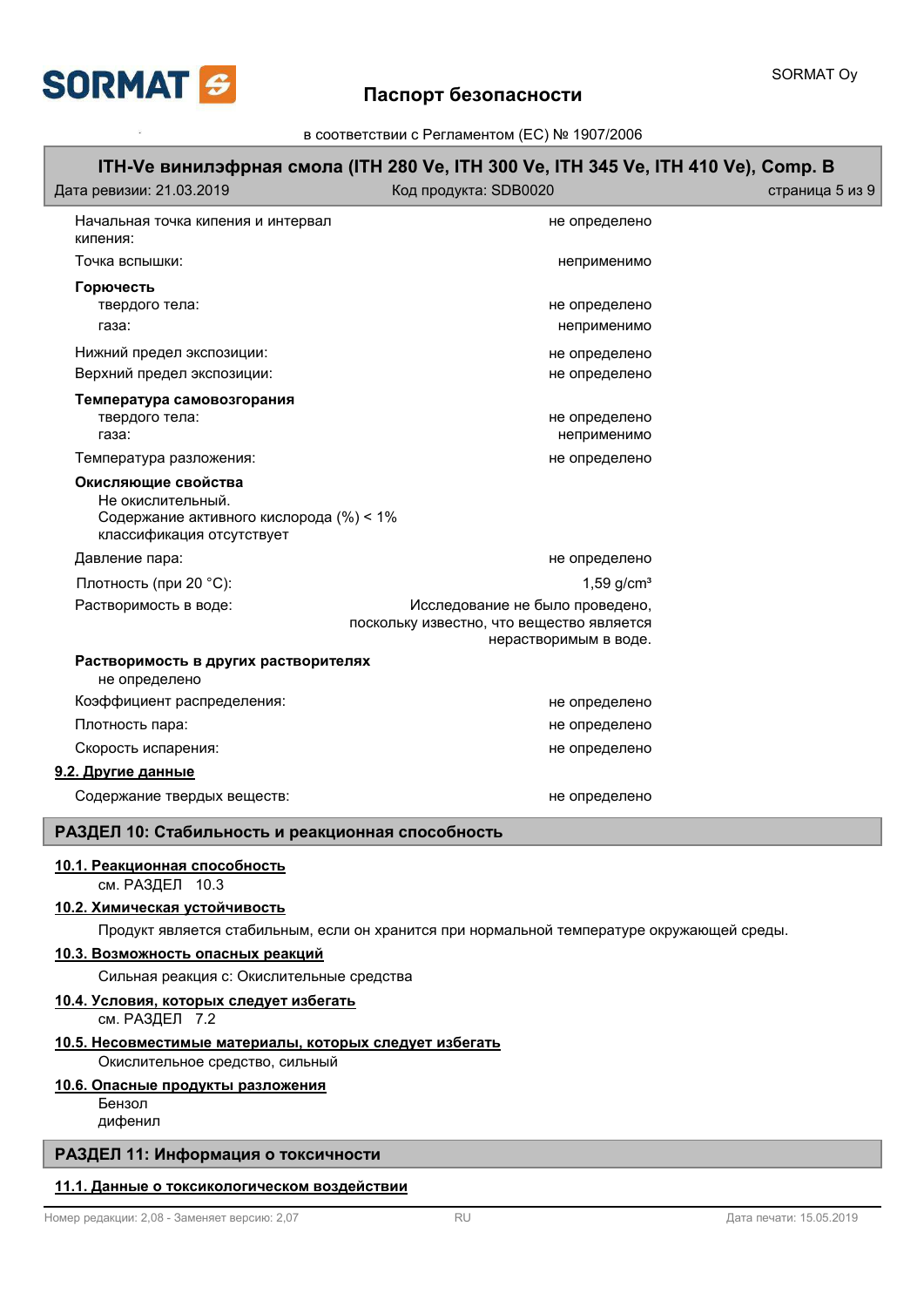| | |
|---|---|
| Начальная точка кипения и интервал кипения: | не определено |
| Точка вспышки: | неприменимо |

**Горючесть**

| | |
|---|---|
| твердого тела: | не определено |
| газа: | неприменимо |
| Нижний предел экспозиции: | не определено |
| Верхний предел экспозиции: | не определено |

**Температура самовозгорания**

| | |
|---|---|
| твердого тела: | не определено |
| газа: | неприменимо |
| Температура разложения: | не определено |

**Окисляющие свойства**

Не окислительный.
Содержание активного кислорода (%) < 1%
классификация отсутствует

| | |
|---|---|
| Давление пара: | не определено |
| Плотность (при 20 °C): | 1,59 g/cm³ |
| Растворимость в воде: | Исследование не было проведено, поскольку известно, что вещество является нерастворимым в воде. |

**Растворимость в других растворителях**

не определено

| | |
|---|---|
| Коэффициент распределения: | не определено |
| Плотность пара: | не определено |
| Скорость испарения: | не определено |

### 9.2. Другие данные

| | |
|---|---|
| Содержание твердых веществ: | не определено |

## РАЗДЕЛ 10: Стабильность и реакционная способность

### 10.1. Реакционная способность

см. РАЗДЕЛ 10.3

### 10.2. Химическая устойчивость

Продукт является стабильным, если он хранится при нормальной температуре окружающей среды.

### 10.3. Возможность опасных реакций

Сильная реакция с: Окислительные средства

### 10.4. Условия, которых следует избегать

см. РАЗДЕЛ 7.2

### 10.5. Несовместимые материалы, которых следует избегать

Окислительное средство, сильный

### 10.6. Опасные продукты разложения

Бензол
дифенил

## РАЗДЕЛ 11: Информация о токсичности

### 11.1. Данные о токсикологическом воздействии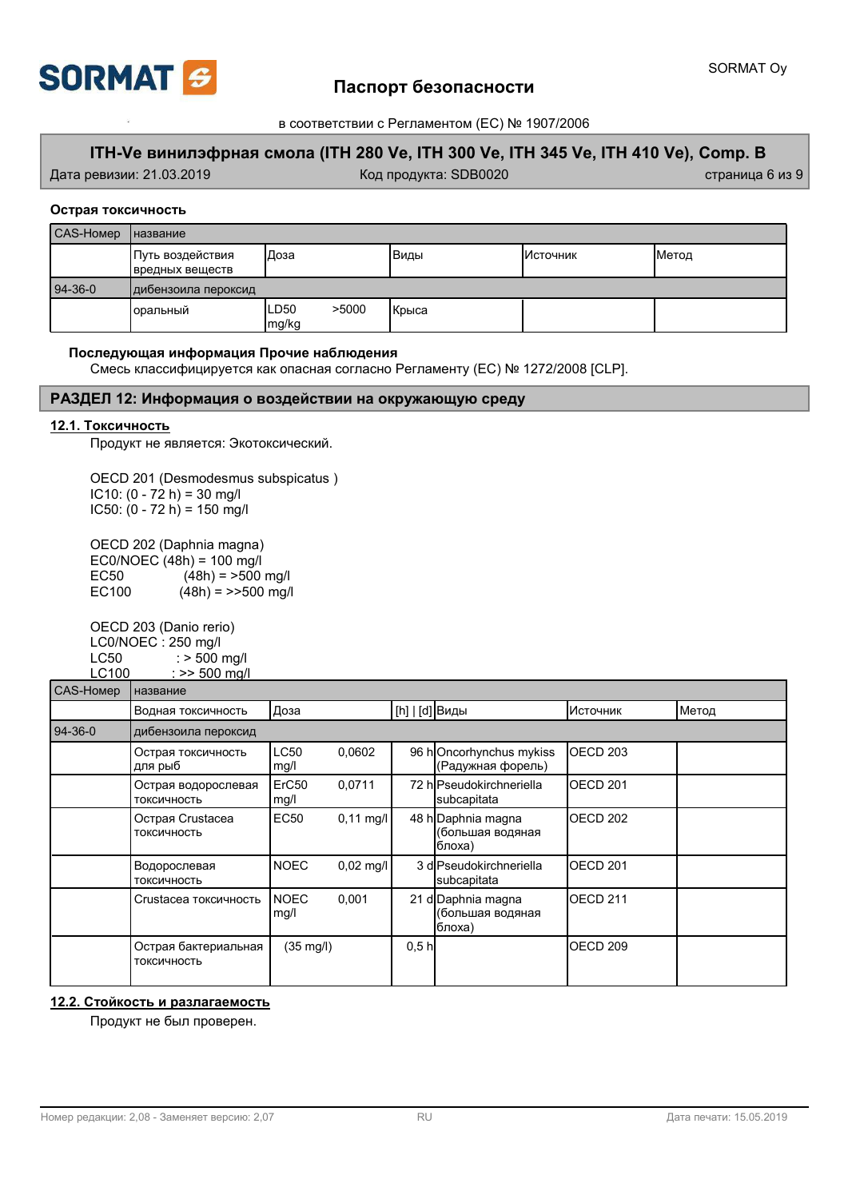### Острая токсичность

| CAS-Номер | название | | | | |
|---|---|---|---|---|---|
| | Путь воздействия вредных веществ | Доза | Виды | Источник | Метод |
| 94-36-0 | дибензоила пероксид | | | | |
| | оральный | LD50 >5000 mg/kg | Крыса | | |

**Последующая информация Прочие наблюдения**

Смесь классифицируется как опасная согласно Регламенту (ЕС) № 1272/2008 [CLP].

## РАЗДЕЛ 12: Информация о воздействии на окружающую среду

### 12.1. Токсичность

Продукт не является: Экотоксический.

OECD 201 (Desmodesmus subspicatus )
IC10: (0 - 72 h) = 30 mg/l
IC50: (0 - 72 h) = 150 mg/l

OECD 202 (Daphnia magna)
EC0/NOEC (48h) = 100 mg/l
EC50 (48h) = >500 mg/l
EC100 (48h) = >>500 mg/l

OECD 203 (Danio rerio)
LC0/NOEC : 250 mg/l
LC50 : > 500 mg/l
LC100 : >> 500 mg/l

| CAS-Номер | название | | | | | |
|---|---|---|---|---|---|---|
| | Водная токсичность | Доза | [h] \| [d] | Виды | Источник | Метод |
| 94-36-0 | дибензоила пероксид | | | | | |
| | Острая токсичность для рыб | LC50 0,0602 mg/l | 96 h | Oncorhynchus mykiss (Радужная форель) | OECD 203 | |
| | Острая водорослевая токсичность | ErC50 0,0711 mg/l | 72 h | Pseudokirchneriella subcapitata | OECD 201 | |
| | Острая Crustacea токсичность | EC50 0,11 mg/l | 48 h | Daphnia magna (большая водяная блоха) | OECD 202 | |
| | Водорослевая токсичность | NOEC 0,02 mg/l | 3 d | Pseudokirchneriella subcapitata | OECD 201 | |
| | Crustacea токсичность | NOEC 0,001 mg/l | 21 d | Daphnia magna (большая водяная блоха) | OECD 211 | |
| | Острая бактериальная токсичность | (35 mg/l) | 0,5 h | | OECD 209 | |

### 12.2. Стойкость и разлагаемость

Продукт не был проверен.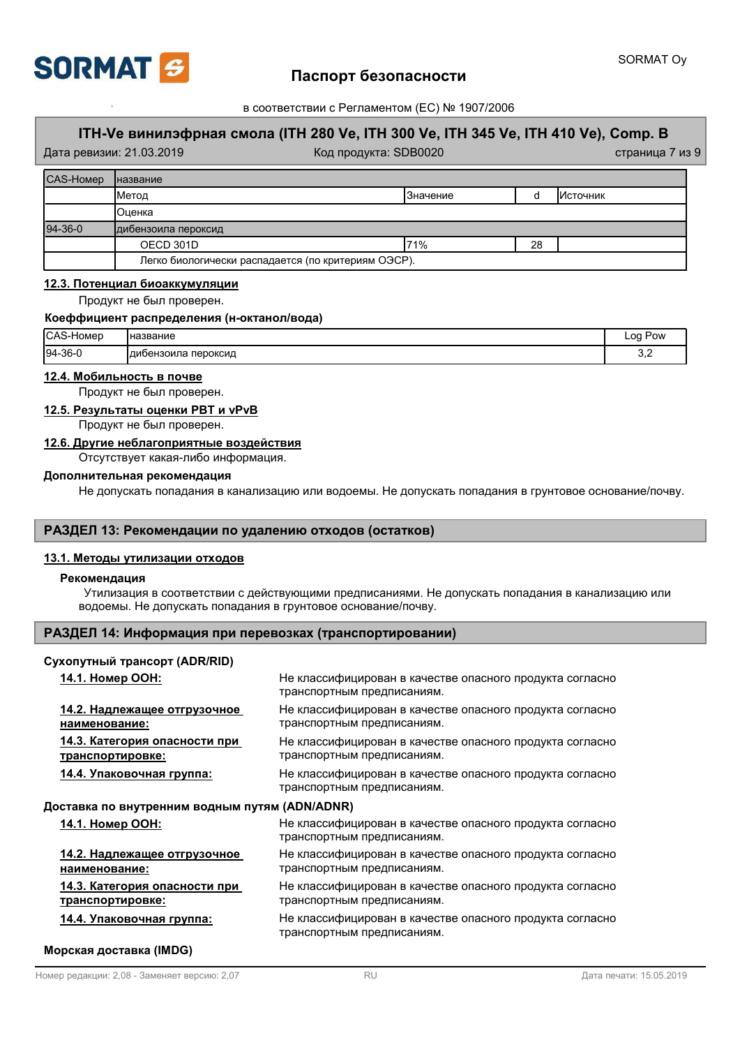| CAS-Номер | название | | | |
|---|---|---|---|---|
| | Метод | Значение | d | Источник |
| | Оценка | | | |
| 94-36-0 | дибензоила пероксид | | | |
| | OECD 301D | 71% | 28 | |
| | Легко биологически распадается (по критериям ОЭСР). | | | |

## 12.3. Потенциал биоаккумуляции

Продукт не был проверен.

**Коэффициент распределения (н-октанол/вода)**

| CAS-Номер | название | Log Pow |
|---|---|---|
| 94-36-0 | дибензоила пероксид | 3,2 |

## 12.4. Мобильность в почве

Продукт не был проверен.

## 12.5. Результаты оценки PBT и vPvB

Продукт не был проверен.

## 12.6. Другие неблагоприятные воздействия

Отсутствует какая-либо информация.

**Дополнительная рекомендация**

Не допускать попадания в канализацию или водоемы. Не допускать попадания в грунтовое основание/почву.

# РАЗДЕЛ 13: Рекомендации по удалению отходов (остатков)

## 13.1. Методы утилизации отходов

**Рекомендация**

Утилизация в соответствии с действующими предписаниями. Не допускать попадания в канализацию или водоемы. Не допускать попадания в грунтовое основание/почву.

# РАЗДЕЛ 14: Информация при перевозках (транспортировании)

**Сухопутный трансорт (ADR/RID)**

**14.1. Номер ООН:** Не классифицирован в качестве опасного продукта согласно транспортным предписаниям.

**14.2. Надлежащее отгрузочное наименование:** Не классифицирован в качестве опасного продукта согласно транспортным предписаниям.

**14.3. Категория опасности при транспортировке:** Не классифицирован в качестве опасного продукта согласно транспортным предписаниям.

**14.4. Упаковочная группа:** Не классифицирован в качестве опасного продукта согласно транспортным предписаниям.

**Доставка по внутренним водным путям (ADN/ADNR)**

**14.1. Номер ООН:** Не классифицирован в качестве опасного продукта согласно транспортным предписаниям.

**14.2. Надлежащее отгрузочное наименование:** Не классифицирован в качестве опасного продукта согласно транспортным предписаниям.

**14.3. Категория опасности при транспортировке:** Не классифицирован в качестве опасного продукта согласно транспортным предписаниям.

**14.4. Упаковочная группа:** Не классифицирован в качестве опасного продукта согласно транспортным предписаниям.

**Морская доставка (IMDG)**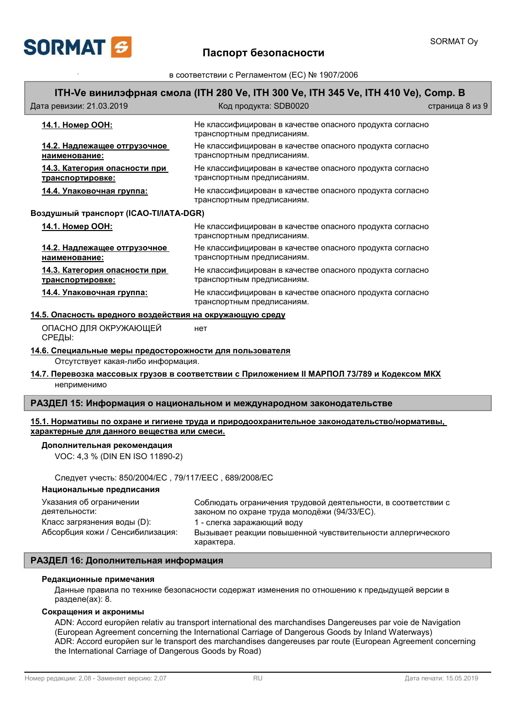| | |
|---|---|
| **14.1. Номер ООН:** | Не классифицирован в качестве опасного продукта согласно транспортным предписаниям. |
| **14.2. Надлежащее отгрузочное наименование:** | Не классифицирован в качестве опасного продукта согласно транспортным предписаниям. |
| **14.3. Категория опасности при транспортировке:** | Не классифицирован в качестве опасного продукта согласно транспортным предписаниям. |
| **14.4. Упаковочная группа:** | Не классифицирован в качестве опасного продукта согласно транспортным предписаниям. |

**Воздушный транспорт (ICAO-TI/IATA-DGR)**

| | |
|---|---|
| **14.1. Номер ООН:** | Не классифицирован в качестве опасного продукта согласно транспортным предписаниям. |
| **14.2. Надлежащее отгрузочное наименование:** | Не классифицирован в качестве опасного продукта согласно транспортным предписаниям. |
| **14.3. Категория опасности при транспортировке:** | Не классифицирован в качестве опасного продукта согласно транспортным предписаниям. |
| **14.4. Упаковочная группа:** | Не классифицирован в качестве опасного продукта согласно транспортным предписаниям. |

**14.5. Опасность вредного воздействия на окружающую среду**

| | |
|---|---|
| ОПАСНО ДЛЯ ОКРУЖАЮЩЕЙ СРЕДЫ: | нет |

**14.6. Специальные меры предосторожности для пользователя**

Отсутствует какая-либо информация.

**14.7. Перевозка массовых грузов в соответствии с Приложением II МАРПОЛ 73/789 и Кодексом МКХ**

неприменимо

## РАЗДЕЛ 15: Информация о национальном и международном законодательстве

**15.1. Нормативы по охране и гигиене труда и природоохранительное законодательство/нормативы, характерные для данного вещества или смеси.**

**Дополнительная рекомендация**

VOC: 4,3 % (DIN EN ISO 11890-2)

Следует учесть: 850/2004/EC , 79/117/EEC , 689/2008/EC

**Национальные предписания**

| | |
|---|---|
| Указания об ограничении деятельности: | Соблюдать ограничения трудовой деятельности, в соответствии с законом по охране труда молодёжи (94/33/EC). |
| Класс загрязнения воды (D): | 1 - слегка заражающий воду |
| Абсорбция кожи / Сенсибилизация: | Вызывает реакции повышенной чувствительности аллергического характера. |

## РАЗДЕЛ 16: Дополнительная информация

**Редакционные примечания**

Данные правила по технике безопасности содержат изменения по отношению к предыдущей версии в разделе(ах): 8.

**Сокращения и акронимы**

ADN: Accord européen relativ au transport international des marchandises Dangereuses par voie de Navigation (European Agreement concerning the International Carriage of Dangerous Goods by Inland Waterways)
ADR: Accord européen sur le transport des marchandises dangereuses par route (European Agreement concerning the International Carriage of Dangerous Goods by Road)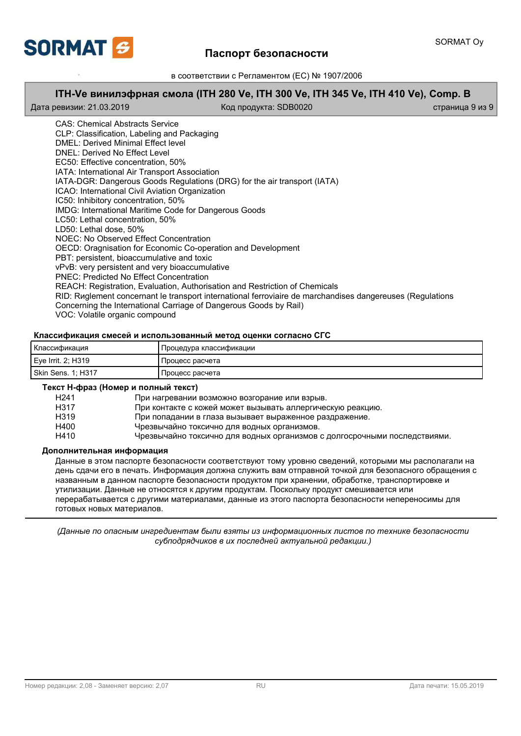CAS: Chemical Abstracts Service
CLP: Classification, Labeling and Packaging
DMEL: Derived Minimal Effect level
DNEL: Derived No Effect Level
EC50: Effective concentration, 50%
IATA: International Air Transport Association
IATA-DGR: Dangerous Goods Regulations (DRG) for the air transport (IATA)
ICAO: International Civil Aviation Organization
IC50: Inhibitory concentration, 50%
IMDG: International Maritime Code for Dangerous Goods
LC50: Lethal concentration, 50%
LD50: Lethal dose, 50%
NOEC: No Observed Effect Concentration
OECD: Oragnisation for Economic Co-operation and Development
PBT: persistent, bioaccumulative and toxic
vPvB: very persistent and very bioaccumulative
PNEC: Predicted No Effect Concentration
REACH: Registration, Evaluation, Authorisation and Restriction of Chemicals
RID: Rиglement concernant le transport international ferroviaire de marchandises dangereuses (Regulations Concerning the International Carriage of Dangerous Goods by Rail)
VOC: Volatile organic compound

**Классификация смесей и использованный метод оценки согласно СГС**

| Классификация | Процедура классификации |
|---|---|
| Eye Irrit. 2; H319 | Процесс расчета |
| Skin Sens. 1; H317 | Процесс расчета |

**Текст Н-фраз (Номер и полный текст)**

| | |
|---|---|
| H241 | При нагревании возможно возгорание или взрыв. |
| H317 | При контакте с кожей может вызывать аллергическую реакцию. |
| H319 | При попадании в глаза вызывает выраженное раздражение. |
| H400 | Чрезвычайно токсично для водных организмов. |
| H410 | Чрезвычайно токсично для водных организмов с долгосрочными последствиями. |

**Дополнительная информация**

Данные в этом паспорте безопасности соответствуют тому уровню сведений, которыми мы располагали на день сдачи его в печать. Информация должна служить вам отправной точкой для безопасного обращения с названным в данном паспорте безопасности продуктом при хранении, обработке, транспортировке и утилизации. Данные не относятся к другим продуктам. Поскольку продукт смешивается или перерабатывается с другими материалами, данные из этого паспорта безопасности непереносимы для готовых новых материалов.

*(Данные по опасным ингредиентам были взяты из информационных листов по технике безопасности субподрядчиков в их последней актуальной редакции.)*